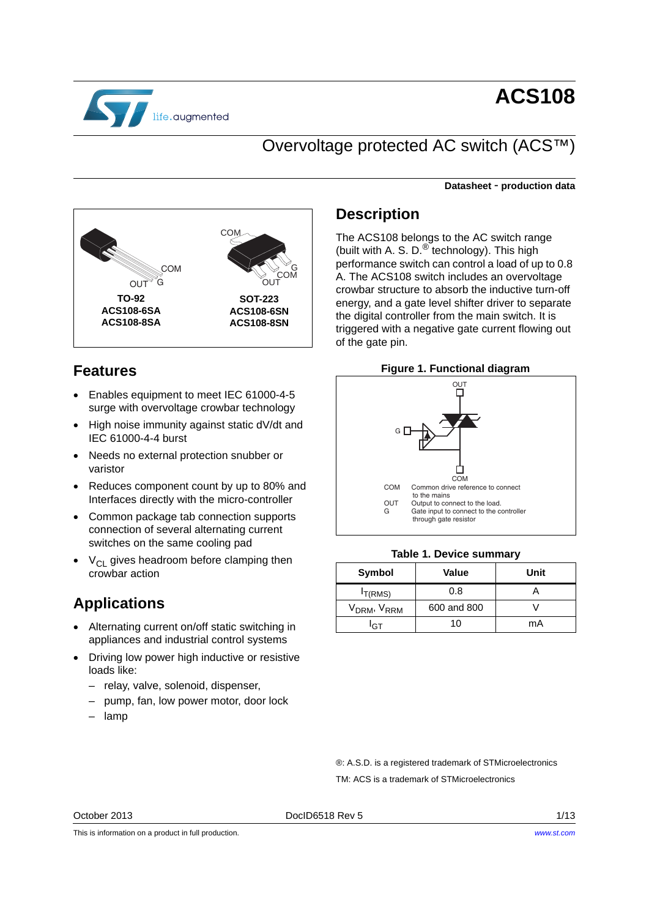# ACS108

## Overvoltage protected AC switch (ACS™)

**Datasheet - production data**

**TO-92**
**ACS108-6SA**
**ACS108-8SA**

**SOT-223**
**ACS108-6SN**
**ACS108-8SN**

## Features

- Enables equipment to meet IEC 61000-4-5 surge with overvoltage crowbar technology
- High noise immunity against static dV/dt and IEC 61000-4-4 burst
- Needs no external protection snubber or varistor
- Reduces component count by up to 80% and Interfaces directly with the micro-controller
- Common package tab connection supports connection of several alternating current switches on the same cooling pad
- $V_{CL}$ gives headroom before clamping then crowbar action

## Applications

- Alternating current on/off static switching in appliances and industrial control systems
- Driving low power high inductive or resistive loads like:
  - relay, valve, solenoid, dispenser,
  - pump, fan, low power motor, door lock
  - lamp

## Description

The ACS108 belongs to the AC switch range (built with A. S. D.® technology). This high performance switch can control a load of up to 0.8 A. The ACS108 switch includes an overvoltage crowbar structure to absorb the inductive turn-off energy, and a gate level shifter driver to separate the digital controller from the main switch. It is triggered with a negative gate current flowing out of the gate pin.

**Figure 1. Functional diagram**

COM Common drive reference to connect to the mains
OUT Output to connect to the load.
G Gate input to connect to the controller through gate resistor

**Table 1. Device summary**

| Symbol | Value | Unit |
|---|---|---|
| $I_{T(RMS)}$ | 0.8 | A |
| $V_{DRM}$, $V_{RRM}$ | 600 and 800 | V |
| $I_{GT}$ | 10 | mA |

®: A.S.D. is a registered trademark of STMicroelectronics

TM: ACS is a trademark of STMicroelectronics

October 2013 DocID6518 Rev 5

This is information on a product in full production.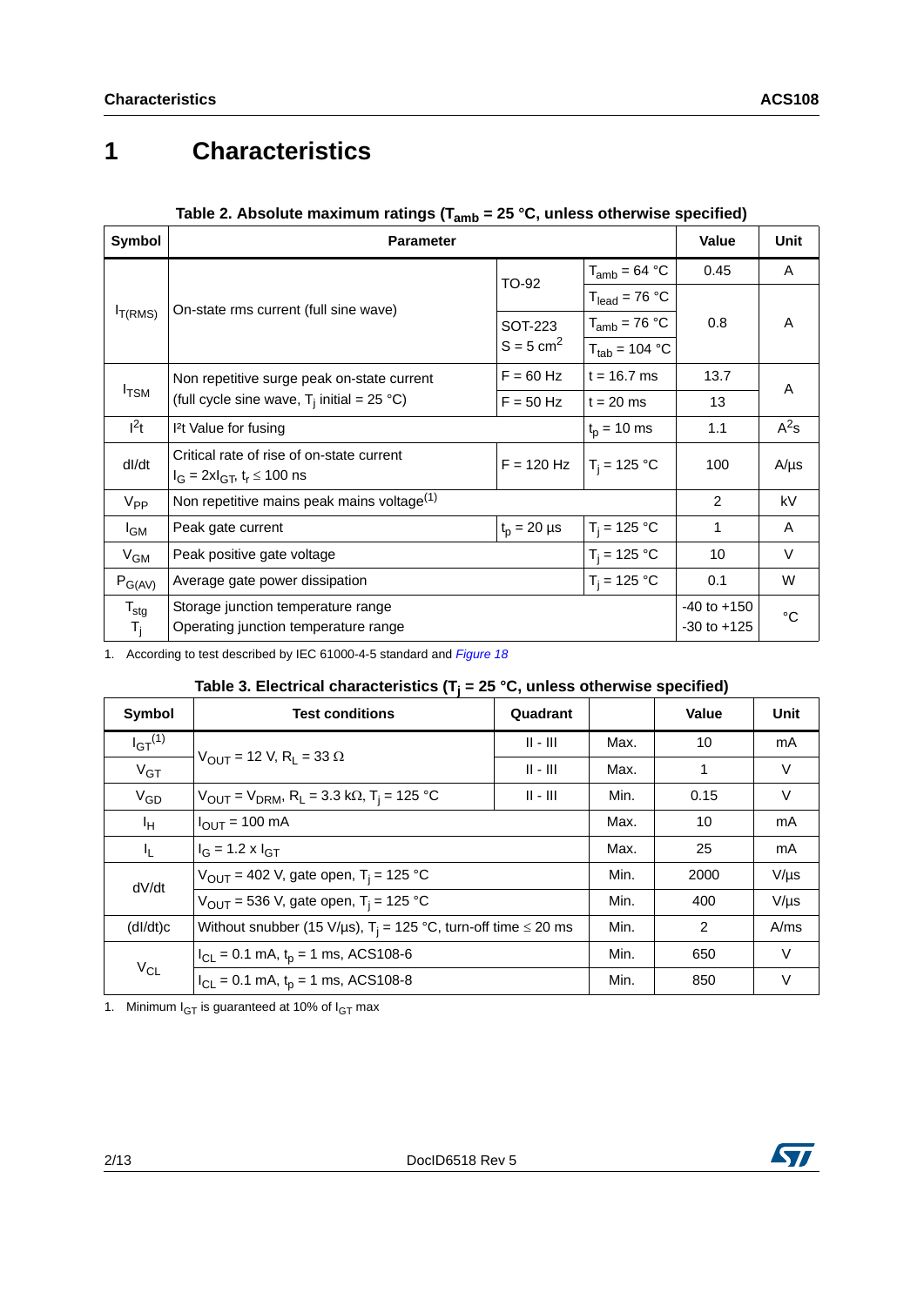# 1 Characteristics

**Table 2. Absolute maximum ratings ($T_{amb}$ = 25 °C, unless otherwise specified)**

| Symbol | Parameter | | | Value | Unit |
|---|---|---|---|---|---|
| $I_{T(RMS)}$ | On-state rms current (full sine wave) | TO-92 | $T_{amb}$ = 64 °C | 0.45 | A |
| | | | $T_{lead}$ = 76 °C | 0.8 | A |
| | | SOT-223 S = 5 $cm^2$ | $T_{amb}$ = 76 °C | | |
| | | | $T_{tab}$ = 104 °C | | |
| $I_{TSM}$ | Non repetitive surge peak on-state current (full cycle sine wave, $T_j$ initial = 25 °C) | F = 60 Hz | t = 16.7 ms | 13.7 | A |
| | | F = 50 Hz | t = 20 ms | 13 | |
| $I^2t$ | I²t Value for fusing | | $t_p$ = 10 ms | 1.1 | $A^2s$ |
| dI/dt | Critical rate of rise of on-state current $I_G$ = 2x$I_{GT}$, $t_r$ ≤ 100 ns | F = 120 Hz | $T_j$ = 125 °C | 100 | A/µs |
| $V_{PP}$ | Non repetitive mains peak mains voltage[(1)] | | | 2 | kV |
| $I_{GM}$ | Peak gate current | $t_p$ = 20 µs | $T_j$ = 125 °C | 1 | A |
| $V_{GM}$ | Peak positive gate voltage | | $T_j$ = 125 °C | 10 | V |
| $P_{G(AV)}$ | Average gate power dissipation | | $T_j$ = 125 °C | 0.1 | W |
| $T_{stg}$ $T_j$ | Storage junction temperature range Operating junction temperature range | | | -40 to +150 -30 to +125 | °C |

1. According to test described by IEC 61000-4-5 standard and *Figure 18*

**Table 3. Electrical characteristics ($T_j$ = 25 °C, unless otherwise specified)**

| Symbol | Test conditions | Quadrant | | Value | Unit |
|---|---|---|---|---|---|
| $I_{GT}$[(1)] | $V_{OUT}$ = 12 V, $R_L$ = 33 Ω | II - III | Max. | 10 | mA |
| $V_{GT}$ | | II - III | Max. | 1 | V |
| $V_{GD}$ | $V_{OUT}$ = $V_{DRM}$, $R_L$ = 3.3 kΩ, $T_j$ = 125 °C | II - III | Min. | 0.15 | V |
| $I_H$ | $I_{OUT}$ = 100 mA | | Max. | 10 | mA |
| $I_L$ | $I_G$ = 1.2 x $I_{GT}$ | | Max. | 25 | mA |
| dV/dt | $V_{OUT}$ = 402 V, gate open, $T_j$ = 125 °C | | Min. | 2000 | V/µs |
| | $V_{OUT}$ = 536 V, gate open, $T_j$ = 125 °C | | Min. | 400 | V/µs |
| (dI/dt)c | Without snubber (15 V/µs), $T_j$ = 125 °C, turn-off time ≤ 20 ms | | Min. | 2 | A/ms |
| $V_{CL}$ | $I_{CL}$ = 0.1 mA, $t_p$ = 1 ms, ACS108-6 | | Min. | 650 | V |
| | $I_{CL}$ = 0.1 mA, $t_p$ = 1 ms, ACS108-8 | | Min. | 850 | V |

1. Minimum $I_{GT}$ is guaranteed at 10% of $I_{GT}$ max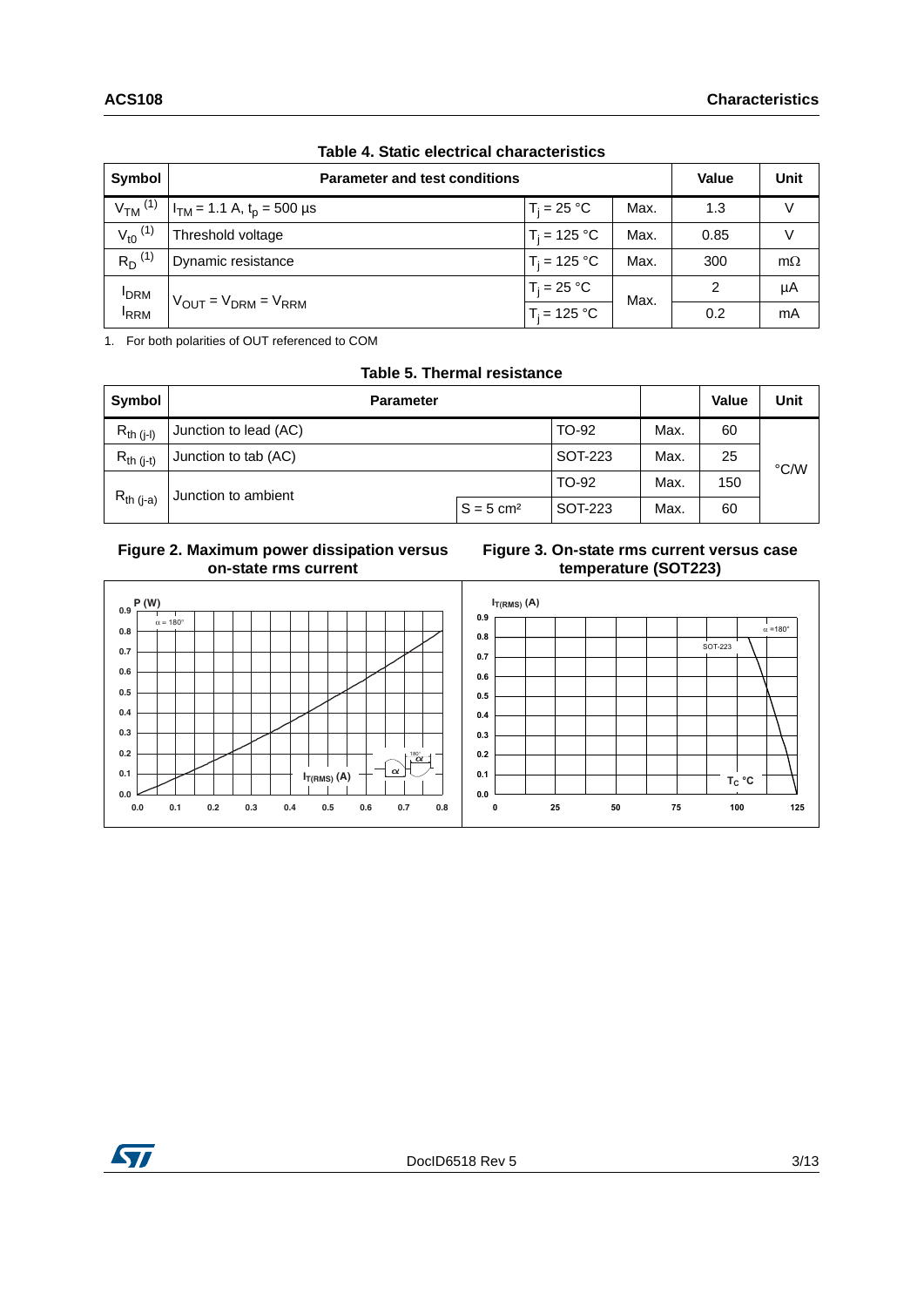**Table 4. Static electrical characteristics**

| Symbol | Parameter and test conditions | | | Value | Unit |
|---|---|---|---|---|---|
| $V_{TM}$ (1) | $I_{TM}$ = 1.1 A, $t_p$ = 500 µs | $T_j$ = 25 °C | Max. | 1.3 | V |
| $V_{t0}$ (1) | Threshold voltage | $T_j$ = 125 °C | Max. | 0.85 | V |
| $R_D$ (1) | Dynamic resistance | $T_j$ = 125 °C | Max. | 300 | mΩ |
| $I_{DRM}$ / $I_{RRM}$ | $V_{OUT} = V_{DRM} = V_{RRM}$ | $T_j$ = 25 °C | Max. | 2 | µA |
| | | $T_j$ = 125 °C | | 0.2 | mA |

1. For both polarities of OUT referenced to COM

**Table 5. Thermal resistance**

| Symbol | Parameter | | | | Value | Unit |
|---|---|---|---|---|---|---|
| $R_{th (j-l)}$ | Junction to lead (AC) | | TO-92 | Max. | 60 | °C/W |
| $R_{th (j-t)}$ | Junction to tab (AC) | | SOT-223 | Max. | 25 | |
| $R_{th (j-a)}$ | Junction to ambient | | TO-92 | Max. | 150 | |
| | | S = 5 cm² | SOT-223 | Max. | 60 | |

**Figure 2. Maximum power dissipation versus on-state rms current**

**Figure 3. On-state rms current versus case temperature (SOT223)**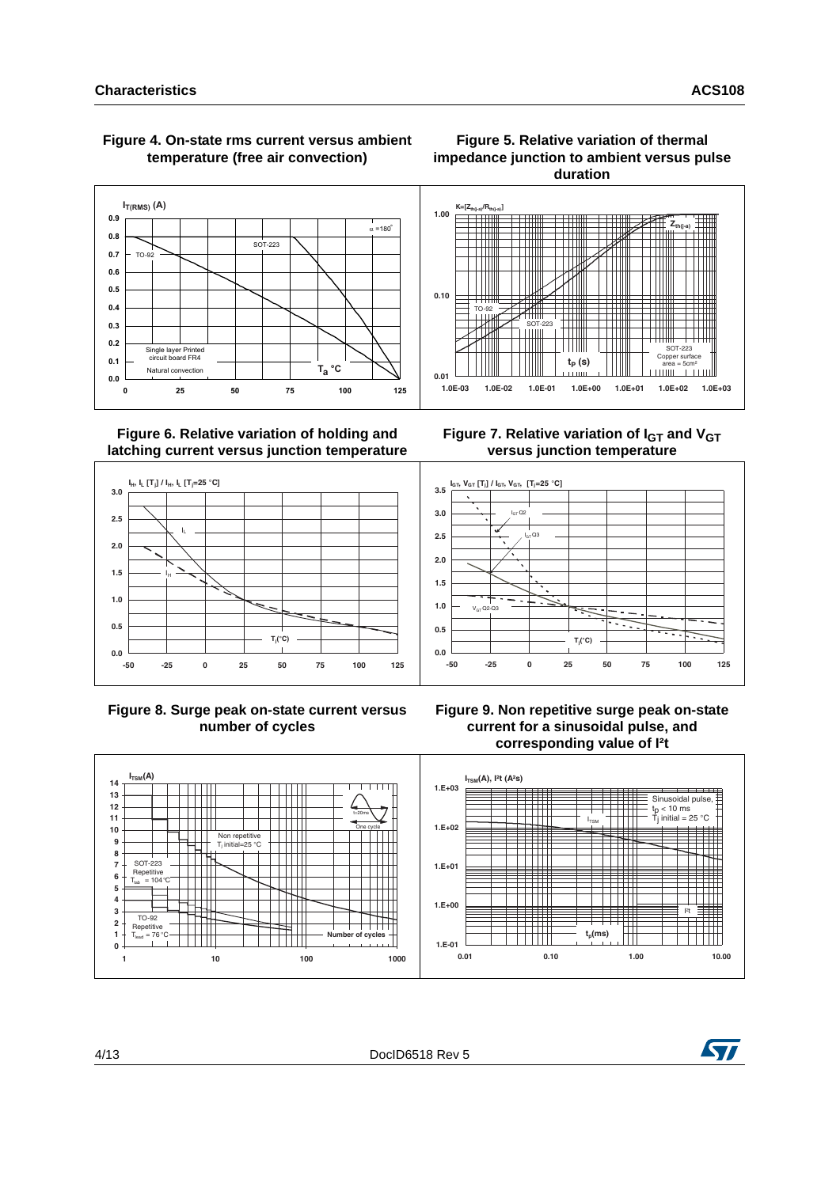**Figure 4. On-state rms current versus ambient temperature (free air convection)**

**Figure 5. Relative variation of thermal impedance junction to ambient versus pulse duration**

**Figure 6. Relative variation of holding and latching current versus junction temperature**

**Figure 7. Relative variation of $I_{GT}$ and $V_{GT}$ versus junction temperature**

**Figure 8. Surge peak on-state current versus number of cycles**

**Figure 9. Non repetitive surge peak on-state current for a sinusoidal pulse, and corresponding value of I²t**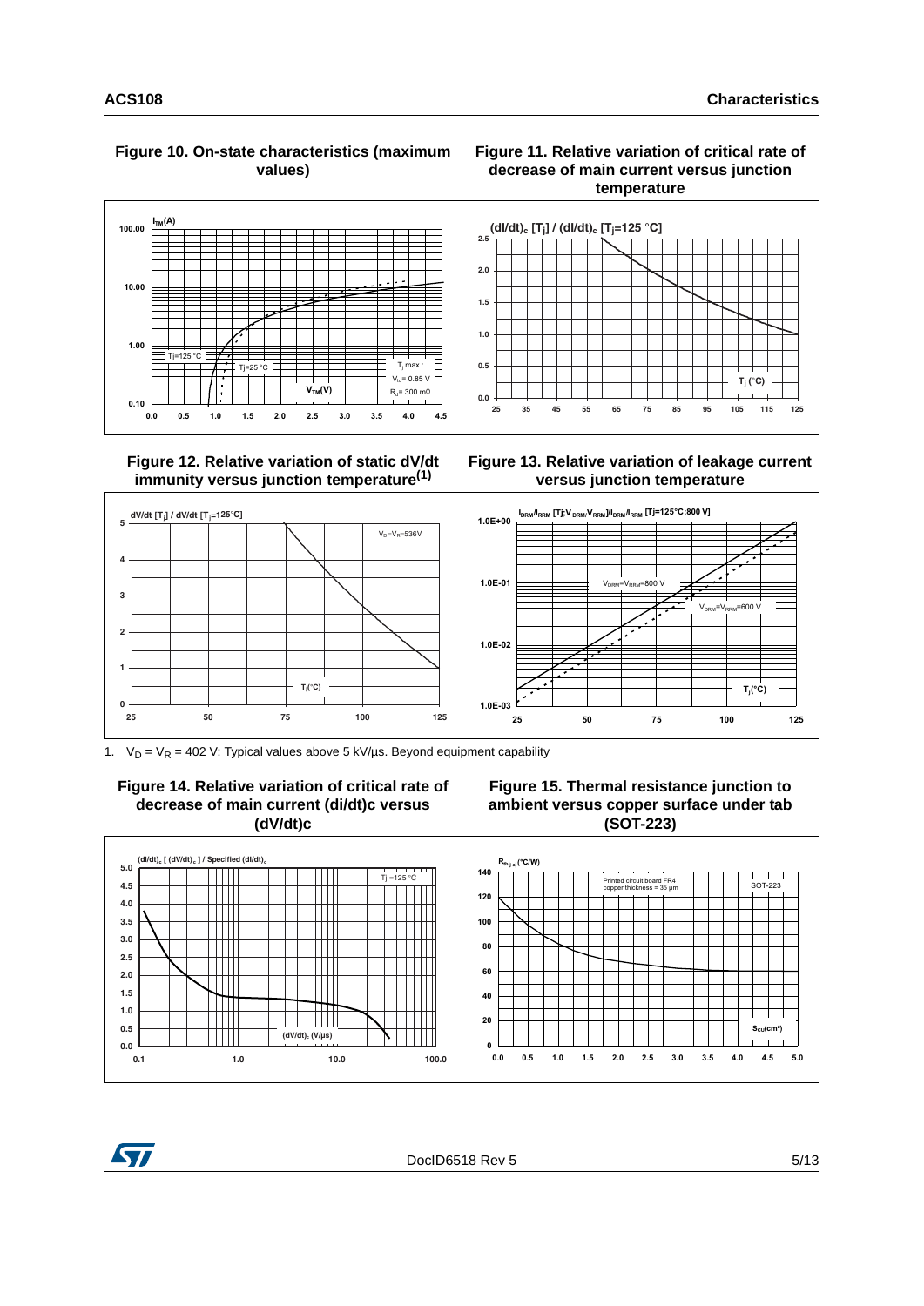**Figure 10. On-state characteristics (maximum values)**

**Figure 11. Relative variation of critical rate of decrease of main current versus junction temperature**

**Figure 12. Relative variation of static dV/dt immunity versus junction temperature(1)**

**Figure 13. Relative variation of leakage current versus junction temperature**

1. $V_D = V_R = 402$ V: Typical values above 5 kV/µs. Beyond equipment capability

**Figure 14. Relative variation of critical rate of decrease of main current (di/dt)c versus (dV/dt)c**

**Figure 15. Thermal resistance junction to ambient versus copper surface under tab (SOT-223)**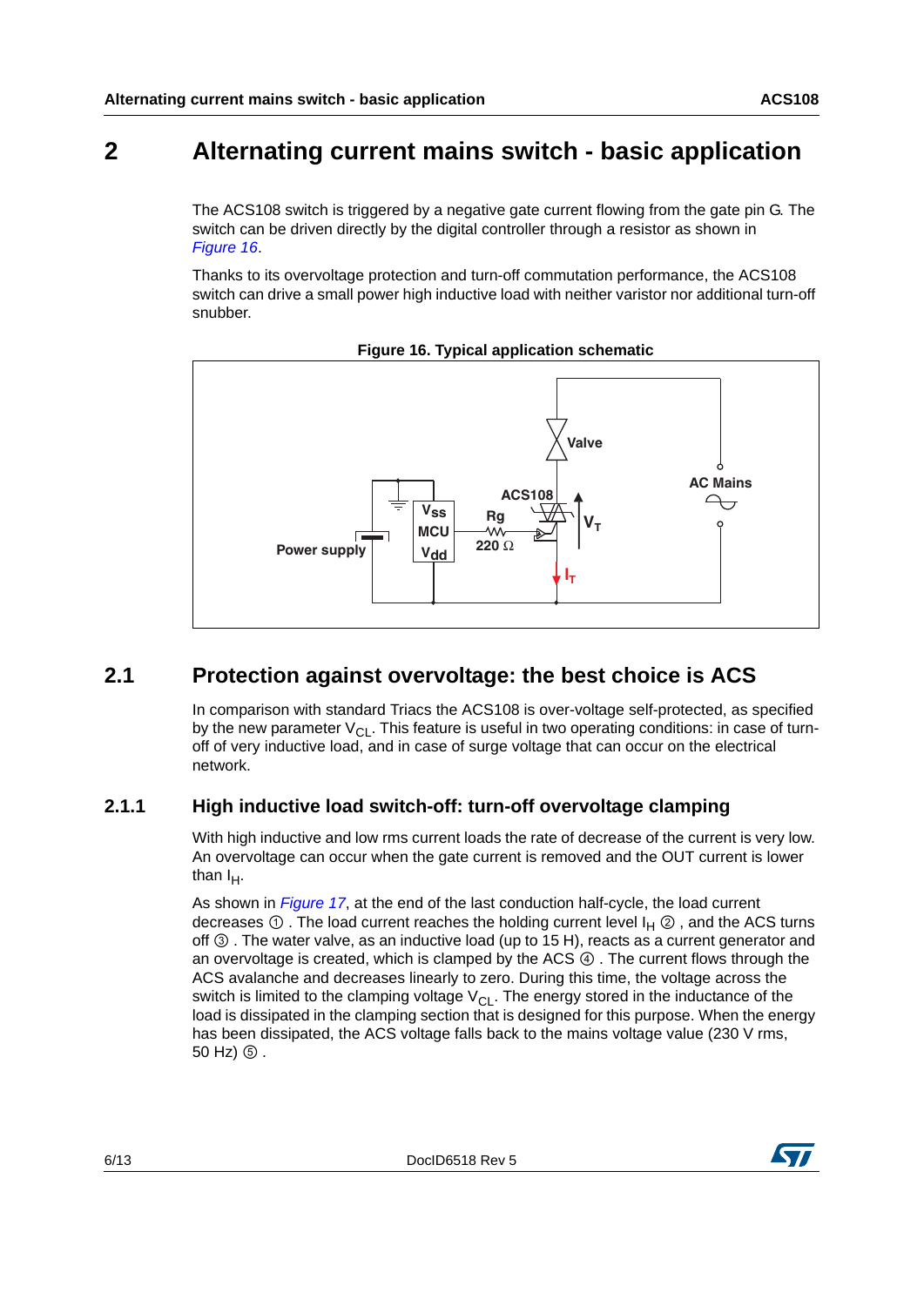# 2 Alternating current mains switch - basic application

The ACS108 switch is triggered by a negative gate current flowing from the gate pin G. The switch can be driven directly by the digital controller through a resistor as shown in *Figure 16*.

Thanks to its overvoltage protection and turn-off commutation performance, the ACS108 switch can drive a small power high inductive load with neither varistor nor additional turn-off snubber.

**Figure 16. Typical application schematic**

## 2.1 Protection against overvoltage: the best choice is ACS

In comparison with standard Triacs the ACS108 is over-voltage self-protected, as specified by the new parameter $V_{CL}$. This feature is useful in two operating conditions: in case of turn-off of very inductive load, and in case of surge voltage that can occur on the electrical network.

### 2.1.1 High inductive load switch-off: turn-off overvoltage clamping

With high inductive and low rms current loads the rate of decrease of the current is very low. An overvoltage can occur when the gate current is removed and the OUT current is lower than $I_H$.

As shown in *Figure 17*, at the end of the last conduction half-cycle, the load current decreases ① . The load current reaches the holding current level $I_H$ ② , and the ACS turns off ③ . The water valve, as an inductive load (up to 15 H), reacts as a current generator and an overvoltage is created, which is clamped by the ACS ④ . The current flows through the ACS avalanche and decreases linearly to zero. During this time, the voltage across the switch is limited to the clamping voltage $V_{CL}$. The energy stored in the inductance of the load is dissipated in the clamping section that is designed for this purpose. When the energy has been dissipated, the ACS voltage falls back to the mains voltage value (230 V rms, 50 Hz) ⑤ .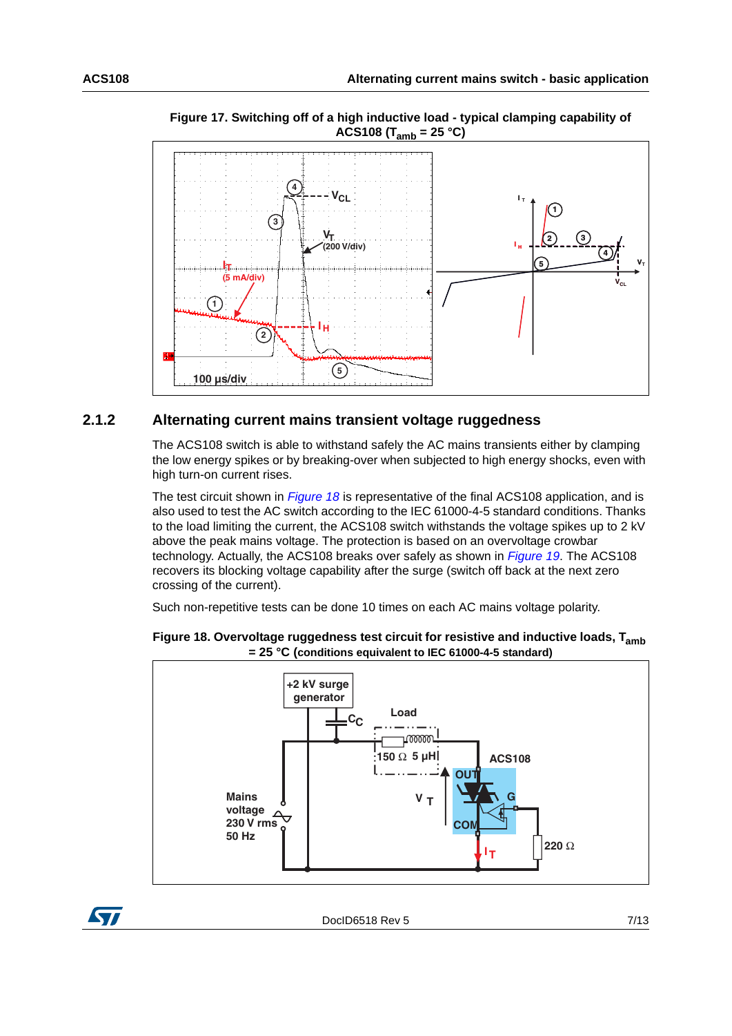**Figure 17. Switching off of a high inductive load - typical clamping capability of ACS108 ($T_{amb}$ = 25 °C)**

## 2.1.2 Alternating current mains transient voltage ruggedness

The ACS108 switch is able to withstand safely the AC mains transients either by clamping the low energy spikes or by breaking-over when subjected to high energy shocks, even with high turn-on current rises.

The test circuit shown in *Figure 18* is representative of the final ACS108 application, and is also used to test the AC switch according to the IEC 61000-4-5 standard conditions. Thanks to the load limiting the current, the ACS108 switch withstands the voltage spikes up to 2 kV above the peak mains voltage. The protection is based on an overvoltage crowbar technology. Actually, the ACS108 breaks over safely as shown in *Figure 19*. The ACS108 recovers its blocking voltage capability after the surge (switch off back at the next zero crossing of the current).

Such non-repetitive tests can be done 10 times on each AC mains voltage polarity.

**Figure 18. Overvoltage ruggedness test circuit for resistive and inductive loads, $T_{amb}$ = 25 °C (conditions equivalent to IEC 61000-4-5 standard)**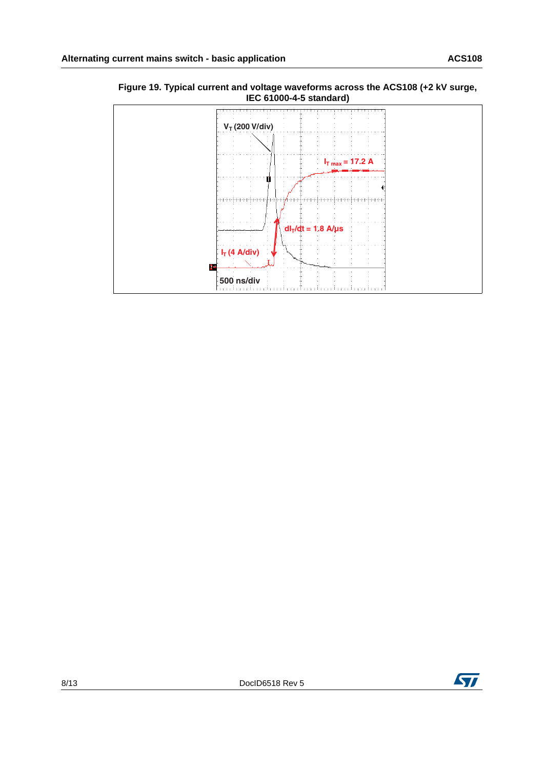**Figure 19. Typical current and voltage waveforms across the ACS108 (+2 kV surge, IEC 61000-4-5 standard)**

$V_T$ (200 V/div)

$I_{T\ max}$ = 17.2 A

$dI_T/dt$ = 1.8 A/µs

$I_T$ (4 A/div)

500 ns/div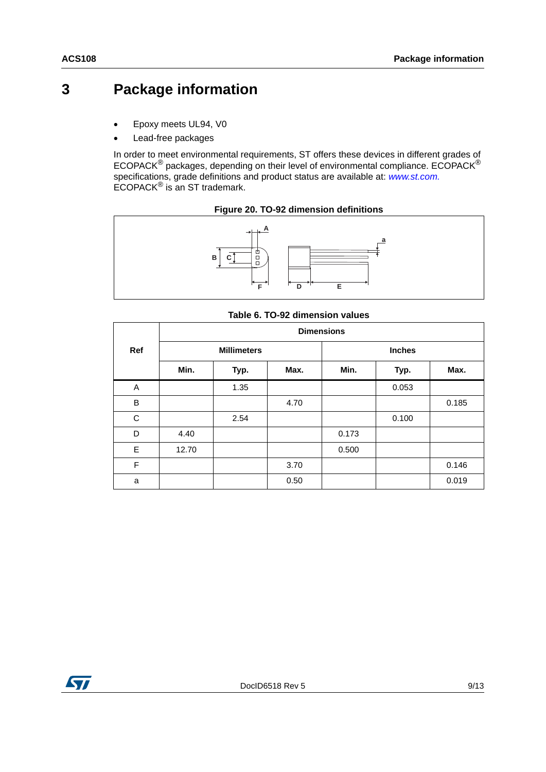# 3 Package information

- Epoxy meets UL94, V0
- Lead-free packages

In order to meet environmental requirements, ST offers these devices in different grades of ECOPACK® packages, depending on their level of environmental compliance. ECOPACK® specifications, grade definitions and product status are available at: *www.st.com.* ECOPACK® is an ST trademark.

**Figure 20. TO-92 dimension definitions**

**Table 6. TO-92 dimension values**

| Ref | Dimensions | | | | | |
|---|---|---|---|---|---|---|
| | Millimeters | | | Inches | | |
| | Min. | Typ. | Max. | Min. | Typ. | Max. |
| A | | 1.35 | | | 0.053 | |
| B | | | 4.70 | | | 0.185 |
| C | | 2.54 | | | 0.100 | |
| D | 4.40 | | | 0.173 | | |
| E | 12.70 | | | 0.500 | | |
| F | | | 3.70 | | | 0.146 |
| a | | | 0.50 | | | 0.019 |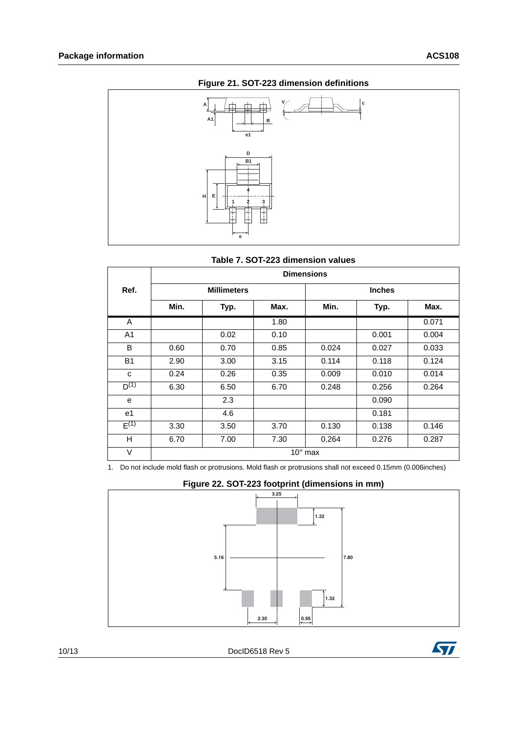**Figure 21. SOT-223 dimension definitions**

**Table 7. SOT-223 dimension values**

| Ref. | Dimensions | | | | | |
|---|---|---|---|---|---|---|
| | Millimeters | | | Inches | | |
| | Min. | Typ. | Max. | Min. | Typ. | Max. |
| A | | | 1.80 | | | 0.071 |
| A1 | | 0.02 | 0.10 | | 0.001 | 0.004 |
| B | 0.60 | 0.70 | 0.85 | 0.024 | 0.027 | 0.033 |
| B1 | 2.90 | 3.00 | 3.15 | 0.114 | 0.118 | 0.124 |
| c | 0.24 | 0.26 | 0.35 | 0.009 | 0.010 | 0.014 |
| D(1) | 6.30 | 6.50 | 6.70 | 0.248 | 0.256 | 0.264 |
| e | | 2.3 | | | 0.090 | |
| e1 | | 4.6 | | | 0.181 | |
| E(1) | 3.30 | 3.50 | 3.70 | 0.130 | 0.138 | 0.146 |
| H | 6.70 | 7.00 | 7.30 | 0.264 | 0.276 | 0.287 |
| V | 10° max | | | | | |

1. Do not include mold flash or protrusions. Mold flash or protrusions shall not exceed 0.15mm (0.006inches)

**Figure 22. SOT-223 footprint (dimensions in mm)**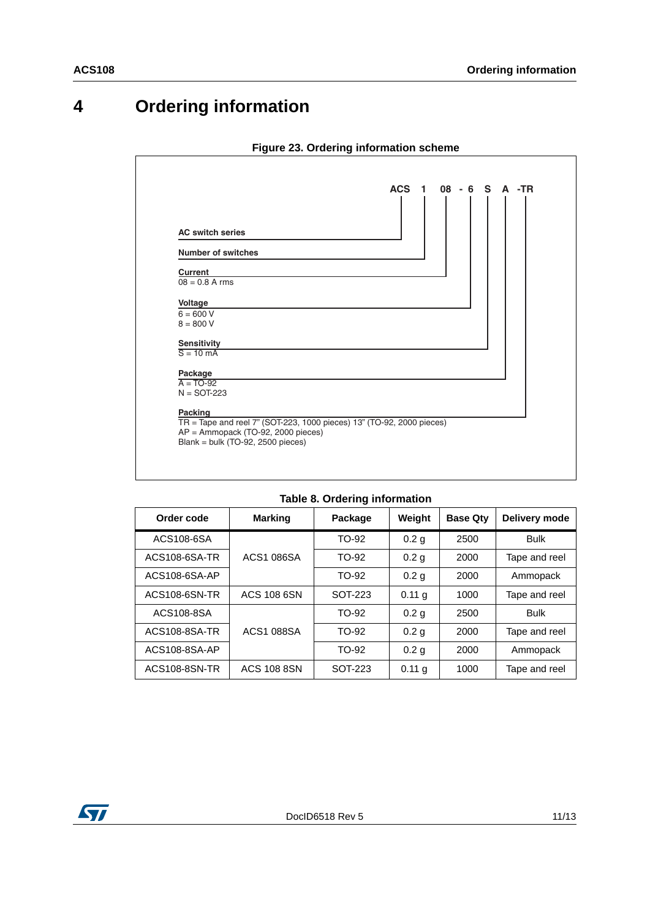# 4 Ordering information

**Figure 23. Ordering information scheme**

**ACS 1 08 - 6 S A -TR**

**AC switch series**

**Number of switches**

**Current**
08 = 0.8 A rms

**Voltage**
6 = 600 V
8 = 800 V

**Sensitivity**
S = 10 mA

**Package**
A = TO-92
N = SOT-223

**Packing**
TR = Tape and reel 7" (SOT-223, 1000 pieces) 13" (TO-92, 2000 pieces)
AP = Ammopack (TO-92, 2000 pieces)
Blank = bulk (TO-92, 2500 pieces)

**Table 8. Ordering information**

| Order code | Marking | Package | Weight | Base Qty | Delivery mode |
|---|---|---|---|---|---|
| ACS108-6SA | ACS1 086SA | TO-92 | 0.2 g | 2500 | Bulk |
| ACS108-6SA-TR | | TO-92 | 0.2 g | 2000 | Tape and reel |
| ACS108-6SA-AP | | TO-92 | 0.2 g | 2000 | Ammopack |
| ACS108-6SN-TR | ACS 108 6SN | SOT-223 | 0.11 g | 1000 | Tape and reel |
| ACS108-8SA | ACS1 088SA | TO-92 | 0.2 g | 2500 | Bulk |
| ACS108-8SA-TR | | TO-92 | 0.2 g | 2000 | Tape and reel |
| ACS108-8SA-AP | | TO-92 | 0.2 g | 2000 | Ammopack |
| ACS108-8SN-TR | ACS 108 8SN | SOT-223 | 0.11 g | 1000 | Tape and reel |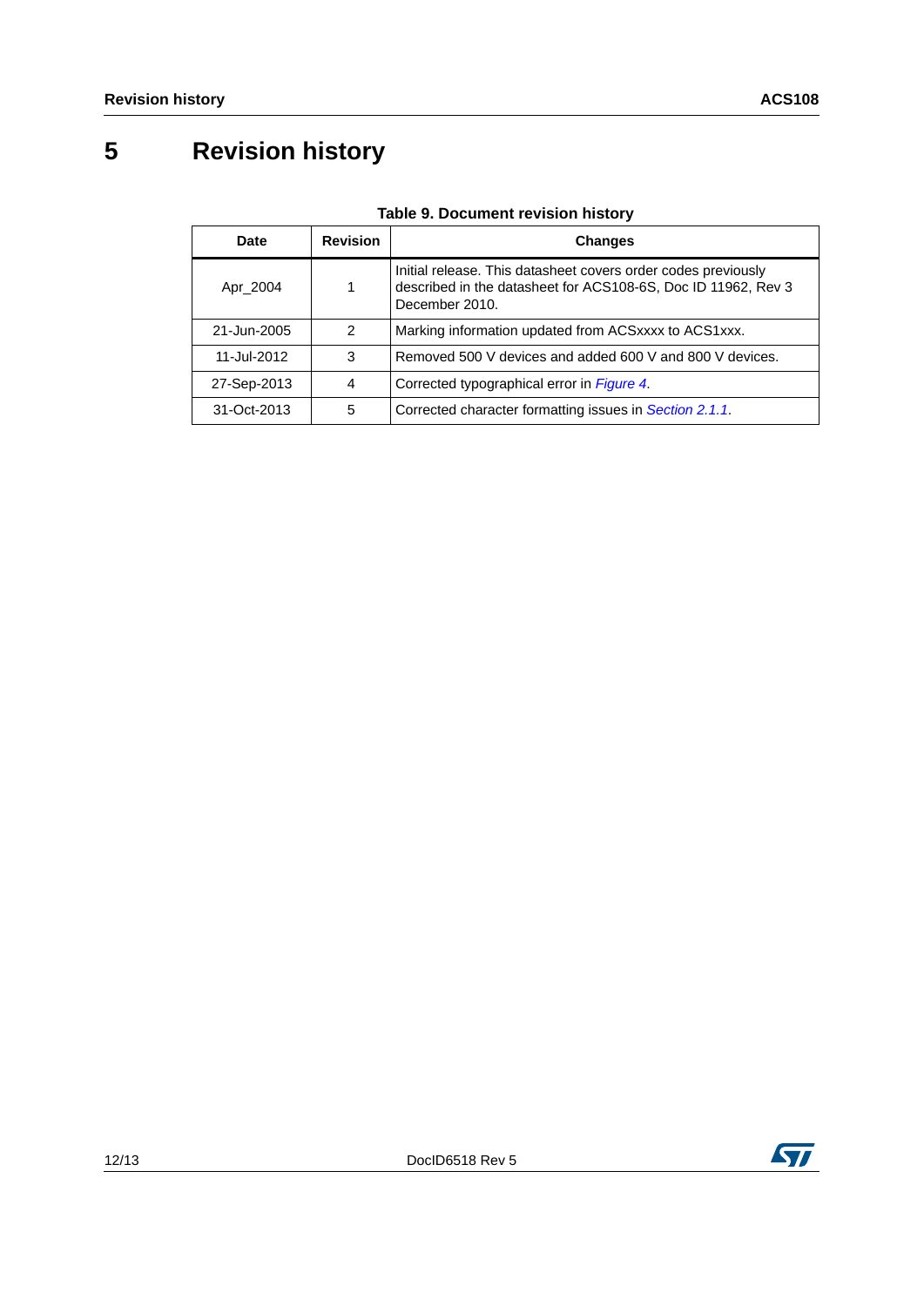# 5 Revision history

**Table 9. Document revision history**

| Date | Revision | Changes |
|---|---|---|
| Apr_2004 | 1 | Initial release. This datasheet covers order codes previously described in the datasheet for ACS108-6S, Doc ID 11962, Rev 3 December 2010. |
| 21-Jun-2005 | 2 | Marking information updated from ACSxxxx to ACS1xxx. |
| 11-Jul-2012 | 3 | Removed 500 V devices and added 600 V and 800 V devices. |
| 27-Sep-2013 | 4 | Corrected typographical error in *Figure 4*. |
| 31-Oct-2013 | 5 | Corrected character formatting issues in *Section 2.1.1*. |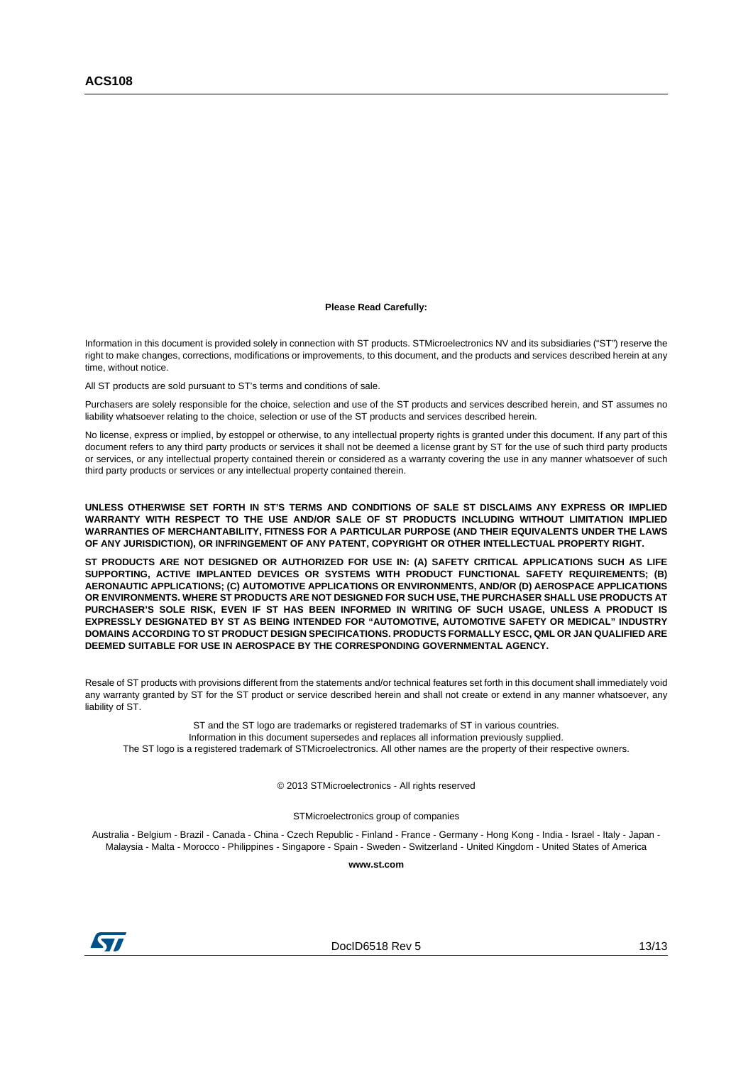**Please Read Carefully:**

Information in this document is provided solely in connection with ST products. STMicroelectronics NV and its subsidiaries ("ST") reserve the right to make changes, corrections, modifications or improvements, to this document, and the products and services described herein at any time, without notice.

All ST products are sold pursuant to ST's terms and conditions of sale.

Purchasers are solely responsible for the choice, selection and use of the ST products and services described herein, and ST assumes no liability whatsoever relating to the choice, selection or use of the ST products and services described herein.

No license, express or implied, by estoppel or otherwise, to any intellectual property rights is granted under this document. If any part of this document refers to any third party products or services it shall not be deemed a license grant by ST for the use of such third party products or services, or any intellectual property contained therein or considered as a warranty covering the use in any manner whatsoever of such third party products or services or any intellectual property contained therein.

**UNLESS OTHERWISE SET FORTH IN ST'S TERMS AND CONDITIONS OF SALE ST DISCLAIMS ANY EXPRESS OR IMPLIED WARRANTY WITH RESPECT TO THE USE AND/OR SALE OF ST PRODUCTS INCLUDING WITHOUT LIMITATION IMPLIED WARRANTIES OF MERCHANTABILITY, FITNESS FOR A PARTICULAR PURPOSE (AND THEIR EQUIVALENTS UNDER THE LAWS OF ANY JURISDICTION), OR INFRINGEMENT OF ANY PATENT, COPYRIGHT OR OTHER INTELLECTUAL PROPERTY RIGHT.**

**ST PRODUCTS ARE NOT DESIGNED OR AUTHORIZED FOR USE IN: (A) SAFETY CRITICAL APPLICATIONS SUCH AS LIFE SUPPORTING, ACTIVE IMPLANTED DEVICES OR SYSTEMS WITH PRODUCT FUNCTIONAL SAFETY REQUIREMENTS; (B) AERONAUTIC APPLICATIONS; (C) AUTOMOTIVE APPLICATIONS OR ENVIRONMENTS, AND/OR (D) AEROSPACE APPLICATIONS OR ENVIRONMENTS. WHERE ST PRODUCTS ARE NOT DESIGNED FOR SUCH USE, THE PURCHASER SHALL USE PRODUCTS AT PURCHASER'S SOLE RISK, EVEN IF ST HAS BEEN INFORMED IN WRITING OF SUCH USAGE, UNLESS A PRODUCT IS EXPRESSLY DESIGNATED BY ST AS BEING INTENDED FOR "AUTOMOTIVE, AUTOMOTIVE SAFETY OR MEDICAL" INDUSTRY DOMAINS ACCORDING TO ST PRODUCT DESIGN SPECIFICATIONS. PRODUCTS FORMALLY ESCC, QML OR JAN QUALIFIED ARE DEEMED SUITABLE FOR USE IN AEROSPACE BY THE CORRESPONDING GOVERNMENTAL AGENCY.**

Resale of ST products with provisions different from the statements and/or technical features set forth in this document shall immediately void any warranty granted by ST for the ST product or service described herein and shall not create or extend in any manner whatsoever, any liability of ST.

ST and the ST logo are trademarks or registered trademarks of ST in various countries.
Information in this document supersedes and replaces all information previously supplied.
The ST logo is a registered trademark of STMicroelectronics. All other names are the property of their respective owners.

© 2013 STMicroelectronics - All rights reserved

STMicroelectronics group of companies

Australia - Belgium - Brazil - Canada - China - Czech Republic - Finland - France - Germany - Hong Kong - India - Israel - Italy - Japan - Malaysia - Malta - Morocco - Philippines - Singapore - Spain - Sweden - Switzerland - United Kingdom - United States of America

**www.st.com**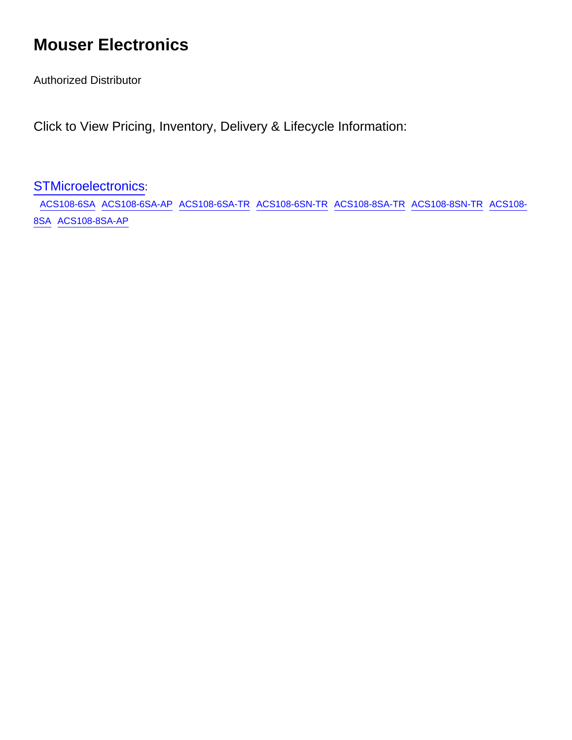# Mouser Electronics

Authorized Distributor

Click to View Pricing, Inventory, Delivery & Lifecycle Information:

STMicroelectronics:

ACS108-6SA ACS108-6SA-AP ACS108-6SA-TR ACS108-6SN-TR ACS108-8SA-TR ACS108-8SN-TR ACS108-8SA ACS108-8SA-AP